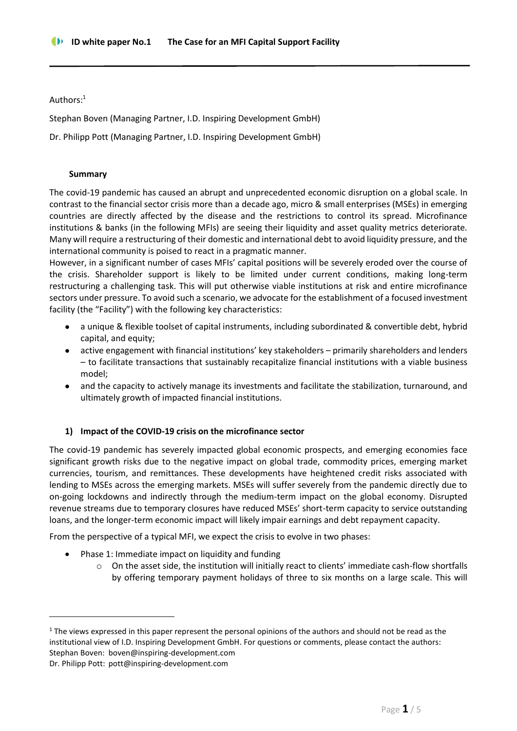Authors:[1]

Stephan Boven (Managing Partner, I.D. Inspiring Development GmbH)

Dr. Philipp Pott (Managing Partner, I.D. Inspiring Development GmbH)

### Summary

The covid-19 pandemic has caused an abrupt and unprecedented economic disruption on a global scale. In contrast to the financial sector crisis more than a decade ago, micro & small enterprises (MSEs) in emerging countries are directly affected by the disease and the restrictions to control its spread. Microfinance institutions & banks (in the following MFIs) are seeing their liquidity and asset quality metrics deteriorate. Many will require a restructuring of their domestic and international debt to avoid liquidity pressure, and the international community is poised to react in a pragmatic manner.

However, in a significant number of cases MFIs' capital positions will be severely eroded over the course of the crisis. Shareholder support is likely to be limited under current conditions, making long-term restructuring a challenging task. This will put otherwise viable institutions at risk and entire microfinance sectors under pressure. To avoid such a scenario, we advocate for the establishment of a focused investment facility (the "Facility") with the following key characteristics:

- a unique & flexible toolset of capital instruments, including subordinated & convertible debt, hybrid capital, and equity;
- active engagement with financial institutions' key stakeholders – primarily shareholders and lenders – to facilitate transactions that sustainably recapitalize financial institutions with a viable business model;
- and the capacity to actively manage its investments and facilitate the stabilization, turnaround, and ultimately growth of impacted financial institutions.

### 1) Impact of the COVID-19 crisis on the microfinance sector

The covid-19 pandemic has severely impacted global economic prospects, and emerging economies face significant growth risks due to the negative impact on global trade, commodity prices, emerging market currencies, tourism, and remittances. These developments have heightened credit risks associated with lending to MSEs across the emerging markets. MSEs will suffer severely from the pandemic directly due to on-going lockdowns and indirectly through the medium-term impact on the global economy. Disrupted revenue streams due to temporary closures have reduced MSEs' short-term capacity to service outstanding loans, and the longer-term economic impact will likely impair earnings and debt repayment capacity.

From the perspective of a typical MFI, we expect the crisis to evolve in two phases:

- Phase 1: Immediate impact on liquidity and funding
  - On the asset side, the institution will initially react to clients' immediate cash-flow shortfalls by offering temporary payment holidays of three to six months on a large scale. This will

---

[1] The views expressed in this paper represent the personal opinions of the authors and should not be read as the institutional view of I.D. Inspiring Development GmbH. For questions or comments, please contact the authors:
Stephan Boven: boven@inspiring-development.com
Dr. Philipp Pott: pott@inspiring-development.com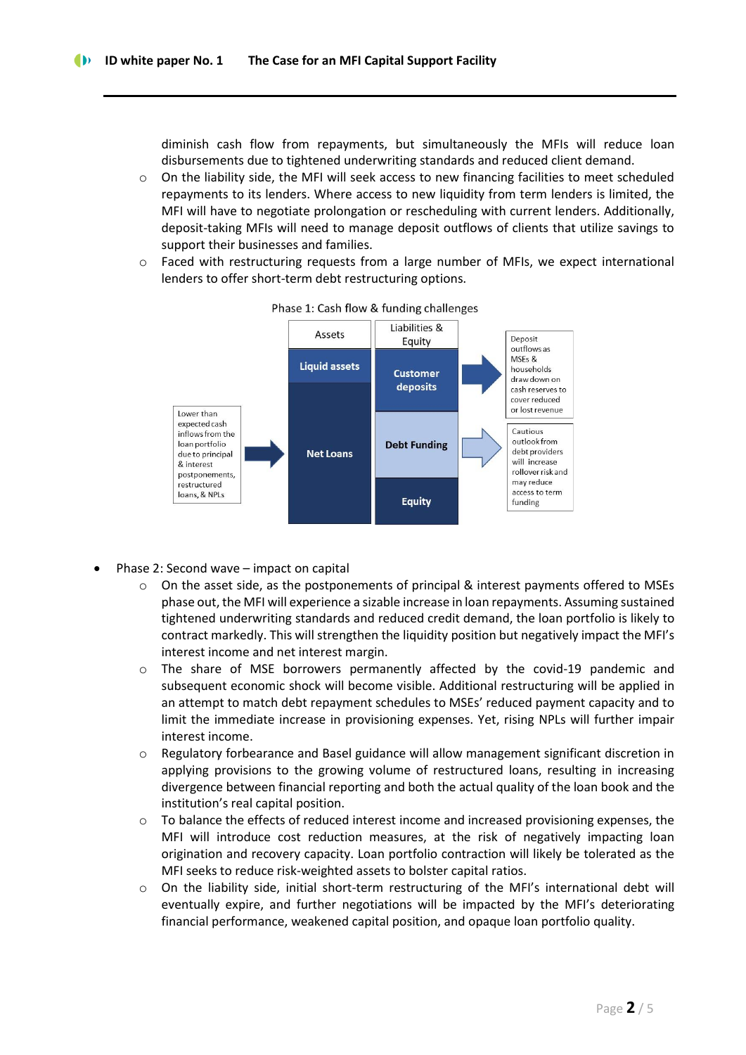diminish cash flow from repayments, but simultaneously the MFIs will reduce loan disbursements due to tightened underwriting standards and reduced client demand.

- On the liability side, the MFI will seek access to new financing facilities to meet scheduled repayments to its lenders. Where access to new liquidity from term lenders is limited, the MFI will have to negotiate prolongation or rescheduling with current lenders. Additionally, deposit-taking MFIs will need to manage deposit outflows of clients that utilize savings to support their businesses and families.
- Faced with restructuring requests from a large number of MFIs, we expect international lenders to offer short-term debt restructuring options.

Phase 1: Cash flow & funding challenges

| Driver | Assets | Liabilities & Equity | Effect |
|---|---|---|---|
| | Liquid assets | Customer deposits | Deposit outflows as MSEs & households draw down on cash reserves to cover reduced or lost revenue |
| Lower than expected cash inflows from the loan portfolio due to principal & interest postponements, restructured loans, & NPLs | Net Loans | Debt Funding | Cautious outlook from debt providers will increase rollover risk and may reduce access to term funding |
| | | Equity | |

- Phase 2: Second wave – impact on capital
  - On the asset side, as the postponements of principal & interest payments offered to MSEs phase out, the MFI will experience a sizable increase in loan repayments. Assuming sustained tightened underwriting standards and reduced credit demand, the loan portfolio is likely to contract markedly. This will strengthen the liquidity position but negatively impact the MFI's interest income and net interest margin.
  - The share of MSE borrowers permanently affected by the covid-19 pandemic and subsequent economic shock will become visible. Additional restructuring will be applied in an attempt to match debt repayment schedules to MSEs' reduced payment capacity and to limit the immediate increase in provisioning expenses. Yet, rising NPLs will further impair interest income.
  - Regulatory forbearance and Basel guidance will allow management significant discretion in applying provisions to the growing volume of restructured loans, resulting in increasing divergence between financial reporting and both the actual quality of the loan book and the institution's real capital position.
  - To balance the effects of reduced interest income and increased provisioning expenses, the MFI will introduce cost reduction measures, at the risk of negatively impacting loan origination and recovery capacity. Loan portfolio contraction will likely be tolerated as the MFI seeks to reduce risk-weighted assets to bolster capital ratios.
  - On the liability side, initial short-term restructuring of the MFI's international debt will eventually expire, and further negotiations will be impacted by the MFI's deteriorating financial performance, weakened capital position, and opaque loan portfolio quality.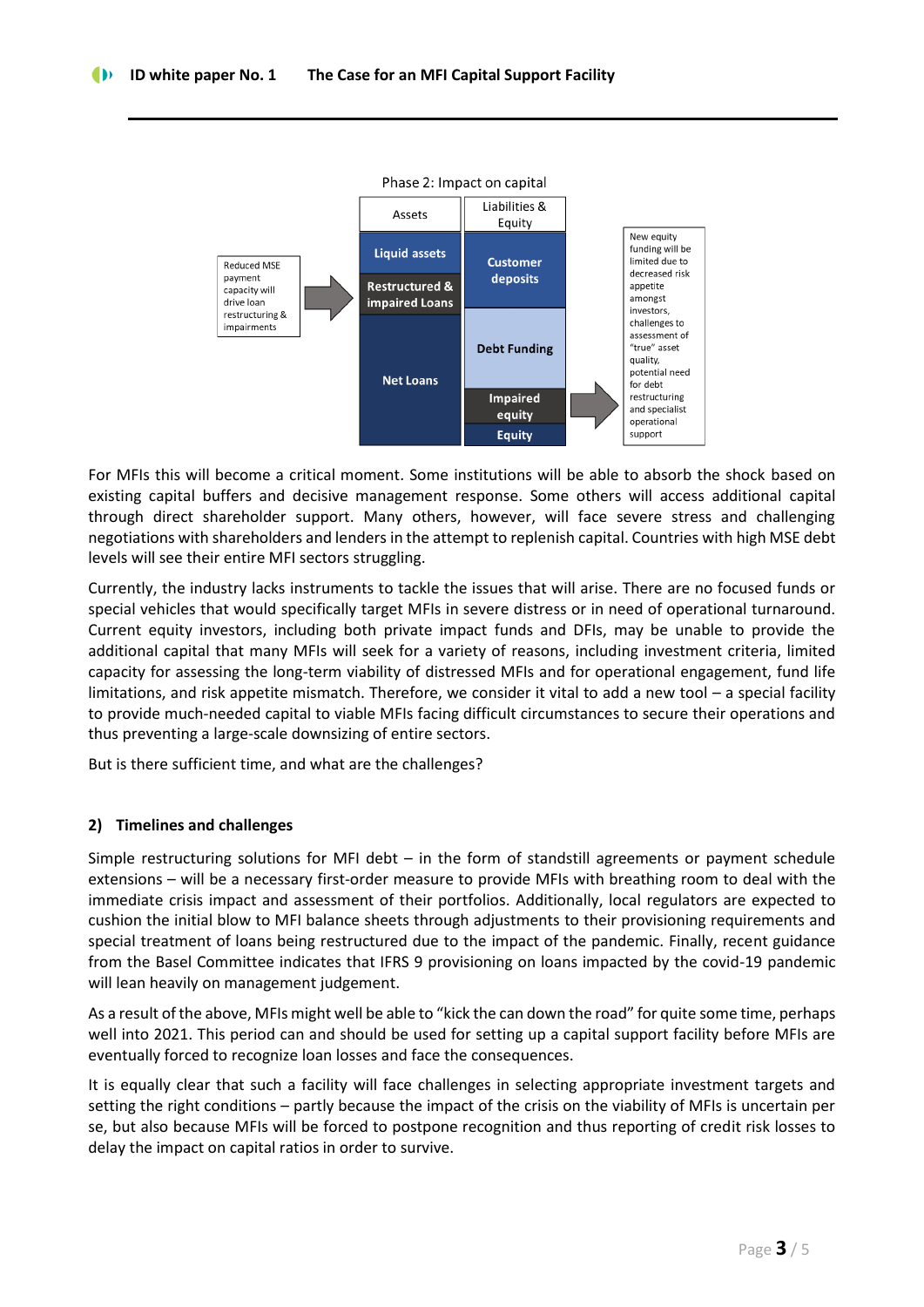Phase 2: Impact on capital

Reduced MSE payment capacity will drive loan restructuring & impairments

| Assets | Liabilities & Equity |
|---|---|
| Liquid assets | Customer deposits |
| Restructured & impaired Loans | Debt Funding |
| Net Loans | Impaired equity |
| | Equity |

New equity funding will be limited due to decreased risk appetite amongst investors, challenges to assessment of "true" asset quality, potential need for debt restructuring and specialist operational support

For MFIs this will become a critical moment. Some institutions will be able to absorb the shock based on existing capital buffers and decisive management response. Some others will access additional capital through direct shareholder support. Many others, however, will face severe stress and challenging negotiations with shareholders and lenders in the attempt to replenish capital. Countries with high MSE debt levels will see their entire MFI sectors struggling.

Currently, the industry lacks instruments to tackle the issues that will arise. There are no focused funds or special vehicles that would specifically target MFIs in severe distress or in need of operational turnaround. Current equity investors, including both private impact funds and DFIs, may be unable to provide the additional capital that many MFIs will seek for a variety of reasons, including investment criteria, limited capacity for assessing the long-term viability of distressed MFIs and for operational engagement, fund life limitations, and risk appetite mismatch. Therefore, we consider it vital to add a new tool – a special facility to provide much-needed capital to viable MFIs facing difficult circumstances to secure their operations and thus preventing a large-scale downsizing of entire sectors.

But is there sufficient time, and what are the challenges?

## 2) Timelines and challenges

Simple restructuring solutions for MFI debt – in the form of standstill agreements or payment schedule extensions – will be a necessary first-order measure to provide MFIs with breathing room to deal with the immediate crisis impact and assessment of their portfolios. Additionally, local regulators are expected to cushion the initial blow to MFI balance sheets through adjustments to their provisioning requirements and special treatment of loans being restructured due to the impact of the pandemic. Finally, recent guidance from the Basel Committee indicates that IFRS 9 provisioning on loans impacted by the covid-19 pandemic will lean heavily on management judgement.

As a result of the above, MFIs might well be able to "kick the can down the road" for quite some time, perhaps well into 2021. This period can and should be used for setting up a capital support facility before MFIs are eventually forced to recognize loan losses and face the consequences.

It is equally clear that such a facility will face challenges in selecting appropriate investment targets and setting the right conditions – partly because the impact of the crisis on the viability of MFIs is uncertain per se, but also because MFIs will be forced to postpone recognition and thus reporting of credit risk losses to delay the impact on capital ratios in order to survive.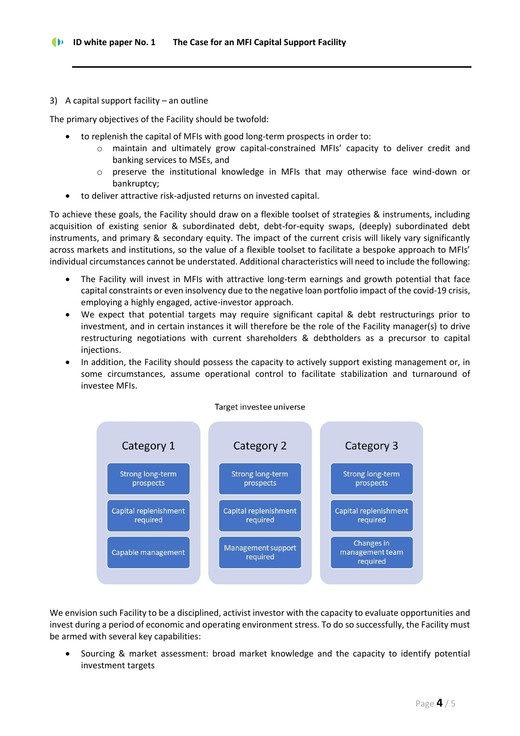## 3) A capital support facility – an outline

The primary objectives of the Facility should be twofold:

- to replenish the capital of MFIs with good long-term prospects in order to:
  - maintain and ultimately grow capital-constrained MFIs' capacity to deliver credit and banking services to MSEs, and
  - preserve the institutional knowledge in MFIs that may otherwise face wind-down or bankruptcy;
- to deliver attractive risk-adjusted returns on invested capital.

To achieve these goals, the Facility should draw on a flexible toolset of strategies & instruments, including acquisition of existing senior & subordinated debt, debt-for-equity swaps, (deeply) subordinated debt instruments, and primary & secondary equity. The impact of the current crisis will likely vary significantly across markets and institutions, so the value of a flexible toolset to facilitate a bespoke approach to MFIs' individual circumstances cannot be understated. Additional characteristics will need to include the following:

- The Facility will invest in MFIs with attractive long-term earnings and growth potential that face capital constraints or even insolvency due to the negative loan portfolio impact of the covid-19 crisis, employing a highly engaged, active-investor approach.
- We expect that potential targets may require significant capital & debt restructurings prior to investment, and in certain instances it will therefore be the role of the Facility manager(s) to drive restructuring negotiations with current shareholders & debtholders as a precursor to capital injections.
- In addition, the Facility should possess the capacity to actively support existing management or, in some circumstances, assume operational control to facilitate stabilization and turnaround of investee MFIs.

Target investee universe

| Category 1 | Category 2 | Category 3 |
|---|---|---|
| Strong long-term prospects | Strong long-term prospects | Strong long-term prospects |
| Capital replenishment required | Capital replenishment required | Capital replenishment required |
| Capable management | Management support required | Changes in management team required |

We envision such Facility to be a disciplined, activist investor with the capacity to evaluate opportunities and invest during a period of economic and operating environment stress. To do so successfully, the Facility must be armed with several key capabilities:

- Sourcing & market assessment: broad market knowledge and the capacity to identify potential investment targets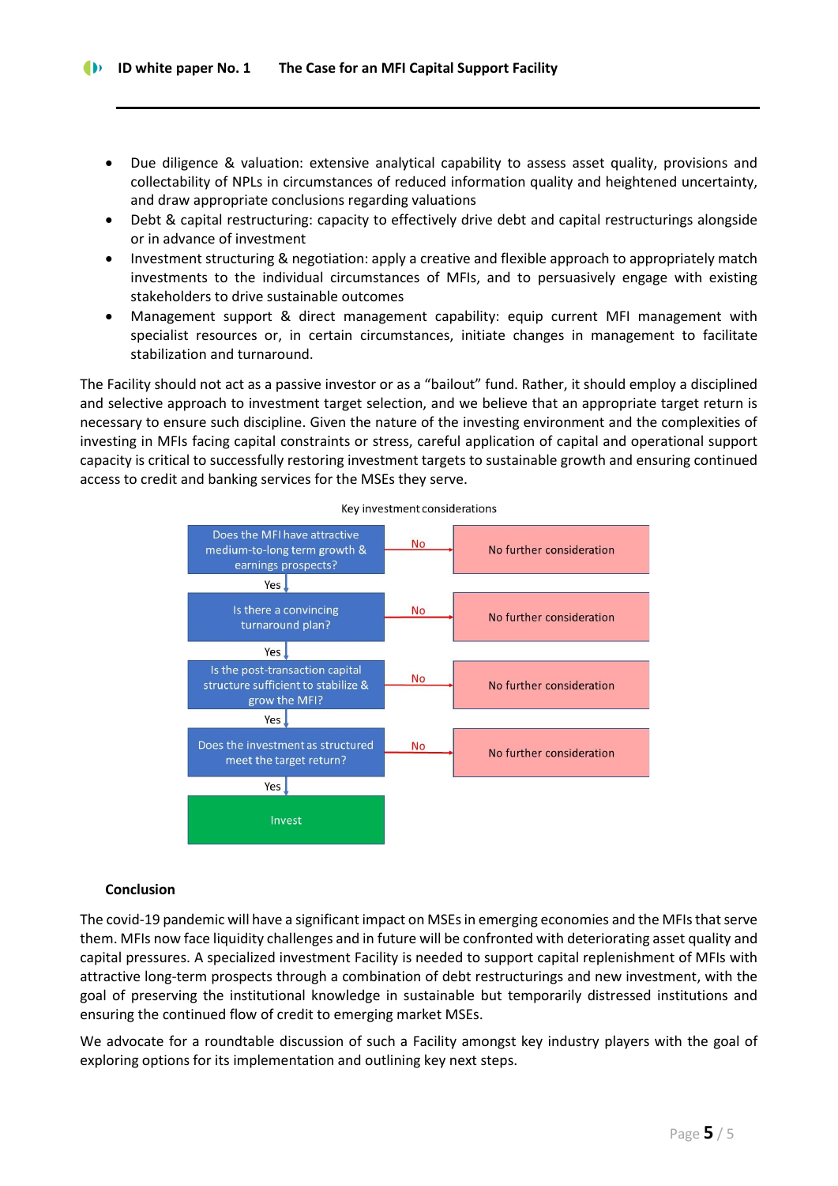- Due diligence & valuation: extensive analytical capability to assess asset quality, provisions and collectability of NPLs in circumstances of reduced information quality and heightened uncertainty, and draw appropriate conclusions regarding valuations
- Debt & capital restructuring: capacity to effectively drive debt and capital restructurings alongside or in advance of investment
- Investment structuring & negotiation: apply a creative and flexible approach to appropriately match investments to the individual circumstances of MFIs, and to persuasively engage with existing stakeholders to drive sustainable outcomes
- Management support & direct management capability: equip current MFI management with specialist resources or, in certain circumstances, initiate changes in management to facilitate stabilization and turnaround.

The Facility should not act as a passive investor or as a "bailout" fund. Rather, it should employ a disciplined and selective approach to investment target selection, and we believe that an appropriate target return is necessary to ensure such discipline. Given the nature of the investing environment and the complexities of investing in MFIs facing capital constraints or stress, careful application of capital and operational support capacity is critical to successfully restoring investment targets to sustainable growth and ensuring continued access to credit and banking services for the MSEs they serve.

Key investment considerations

Does the MFI have attractive medium-to-long term growth & earnings prospects?
No
No further consideration
Yes
Is there a convincing turnaround plan?
No
No further consideration
Yes
Is the post-transaction capital structure sufficient to stabilize & grow the MFI?
No
No further consideration
Yes
Does the investment as structured meet the target return?
No
No further consideration
Yes
Invest

### Conclusion

The covid-19 pandemic will have a significant impact on MSEs in emerging economies and the MFIs that serve them. MFIs now face liquidity challenges and in future will be confronted with deteriorating asset quality and capital pressures. A specialized investment Facility is needed to support capital replenishment of MFIs with attractive long-term prospects through a combination of debt restructurings and new investment, with the goal of preserving the institutional knowledge in sustainable but temporarily distressed institutions and ensuring the continued flow of credit to emerging market MSEs.

We advocate for a roundtable discussion of such a Facility amongst key industry players with the goal of exploring options for its implementation and outlining key next steps.